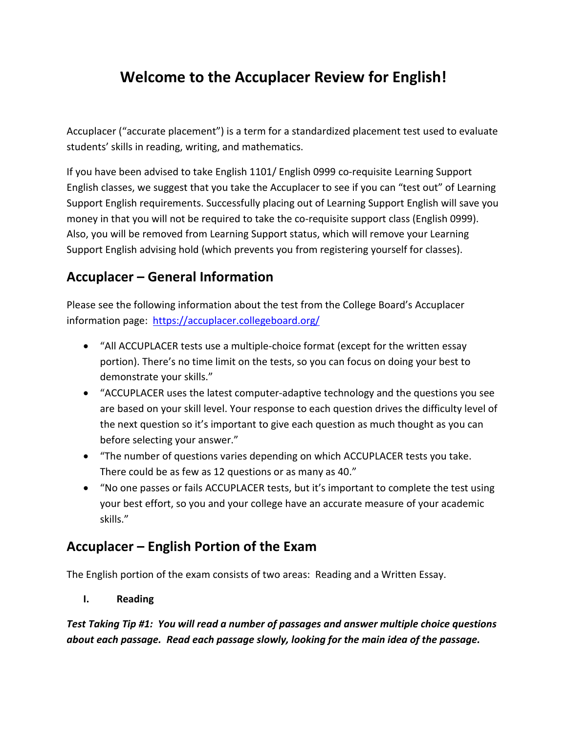# Welcome to the Accuplacer Review for English!

Accuplacer ("accurate placement") is a term for a standardized placement test used to evaluate students' skills in reading, writing, and mathematics.

If you have been advised to take English 1101/ English 0999 co-requisite Learning Support English classes, we suggest that you take the Accuplacer to see if you can "test out" of Learning Support English requirements. Successfully placing out of Learning Support English will save you money in that you will not be required to take the co-requisite support class (English 0999). Also, you will be removed from Learning Support status, which will remove your Learning Support English advising hold (which prevents you from registering yourself for classes).

## Accuplacer – General Information

Please see the following information about the test from the College Board's Accuplacer information page: [https://accuplacer.collegeboard.org/](https://accuplacer.collegeboard.org/)

- "All ACCUPLACER tests use a multiple-choice format (except for the written essay portion). There's no time limit on the tests, so you can focus on doing your best to demonstrate your skills."
- "ACCUPLACER uses the latest computer-adaptive technology and the questions you see are based on your skill level. Your response to each question drives the difficulty level of the next question so it's important to give each question as much thought as you can before selecting your answer."
- "The number of questions varies depending on which ACCUPLACER tests you take. There could be as few as 12 questions or as many as 40."
- "No one passes or fails ACCUPLACER tests, but it's important to complete the test using your best effort, so you and your college have an accurate measure of your academic skills."

## Accuplacer – English Portion of the Exam

The English portion of the exam consists of two areas: Reading and a Written Essay.

### I. Reading

***Test Taking Tip #1: You will read a number of passages and answer multiple choice questions about each passage. Read each passage slowly, looking for the main idea of the passage.***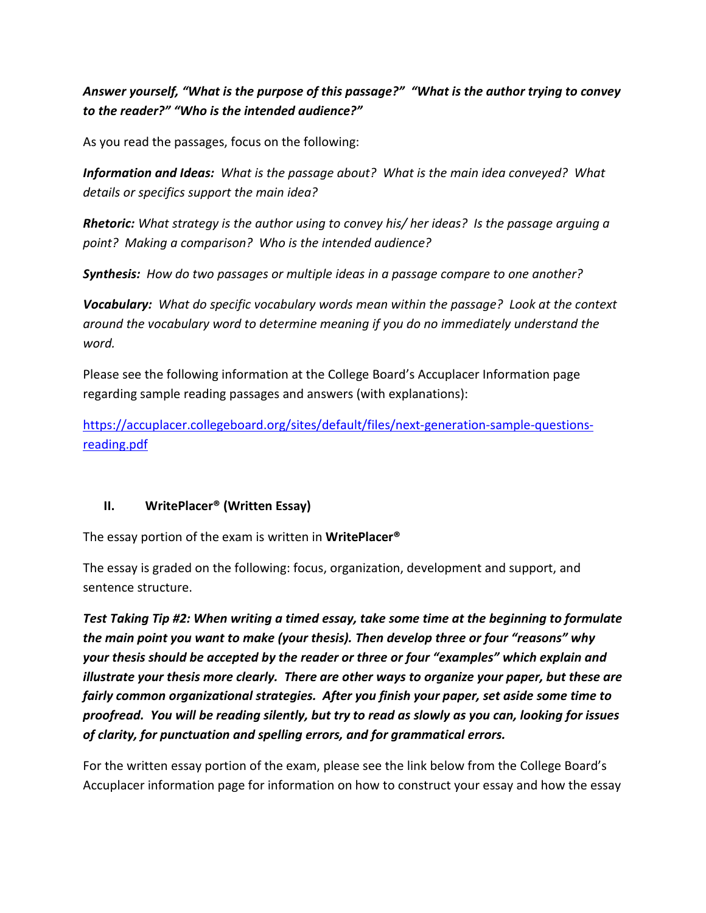***Answer yourself, "What is the purpose of this passage?" "What is the author trying to convey to the reader?" "Who is the intended audience?"***

As you read the passages, focus on the following:

***Information and Ideas:*** *What is the passage about? What is the main idea conveyed? What details or specifics support the main idea?*

***Rhetoric:*** *What strategy is the author using to convey his/ her ideas? Is the passage arguing a point? Making a comparison? Who is the intended audience?*

***Synthesis:*** *How do two passages or multiple ideas in a passage compare to one another?*

***Vocabulary:*** *What do specific vocabulary words mean within the passage? Look at the context around the vocabulary word to determine meaning if you do no immediately understand the word.*

Please see the following information at the College Board's Accuplacer Information page regarding sample reading passages and answers (with explanations):

https://accuplacer.collegeboard.org/sites/default/files/next-generation-sample-questions-reading.pdf

## II. WritePlacer® (Written Essay)

The essay portion of the exam is written in **WritePlacer®**

The essay is graded on the following: focus, organization, development and support, and sentence structure.

***Test Taking Tip #2: When writing a timed essay, take some time at the beginning to formulate the main point you want to make (your thesis). Then develop three or four "reasons" why your thesis should be accepted by the reader or three or four "examples" which explain and illustrate your thesis more clearly. There are other ways to organize your paper, but these are fairly common organizational strategies. After you finish your paper, set aside some time to proofread. You will be reading silently, but try to read as slowly as you can, looking for issues of clarity, for punctuation and spelling errors, and for grammatical errors.***

For the written essay portion of the exam, please see the link below from the College Board's Accuplacer information page for information on how to construct your essay and how the essay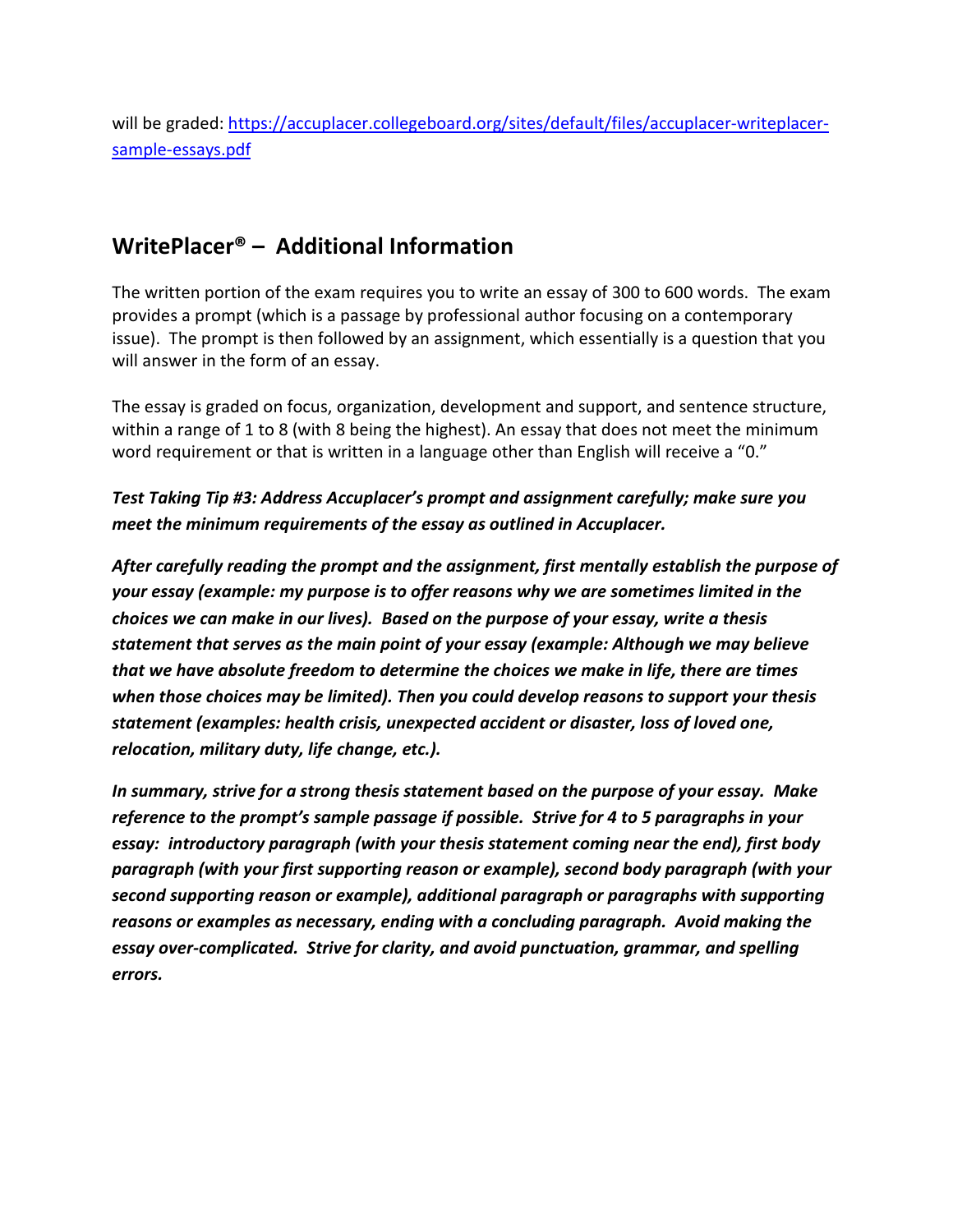will be graded: [https://accuplacer.collegeboard.org/sites/default/files/accuplacer-writeplacer-sample-essays.pdf](https://accuplacer.collegeboard.org/sites/default/files/accuplacer-writeplacer-sample-essays.pdf)

## WritePlacer® – Additional Information

The written portion of the exam requires you to write an essay of 300 to 600 words. The exam provides a prompt (which is a passage by professional author focusing on a contemporary issue). The prompt is then followed by an assignment, which essentially is a question that you will answer in the form of an essay.

The essay is graded on focus, organization, development and support, and sentence structure, within a range of 1 to 8 (with 8 being the highest). An essay that does not meet the minimum word requirement or that is written in a language other than English will receive a "0."

***Test Taking Tip #3: Address Accuplacer's prompt and assignment carefully; make sure you meet the minimum requirements of the essay as outlined in Accuplacer.***

***After carefully reading the prompt and the assignment, first mentally establish the purpose of your essay (example: my purpose is to offer reasons why we are sometimes limited in the choices we can make in our lives). Based on the purpose of your essay, write a thesis statement that serves as the main point of your essay (example: Although we may believe that we have absolute freedom to determine the choices we make in life, there are times when those choices may be limited). Then you could develop reasons to support your thesis statement (examples: health crisis, unexpected accident or disaster, loss of loved one, relocation, military duty, life change, etc.).***

***In summary, strive for a strong thesis statement based on the purpose of your essay. Make reference to the prompt's sample passage if possible. Strive for 4 to 5 paragraphs in your essay: introductory paragraph (with your thesis statement coming near the end), first body paragraph (with your first supporting reason or example), second body paragraph (with your second supporting reason or example), additional paragraph or paragraphs with supporting reasons or examples as necessary, ending with a concluding paragraph. Avoid making the essay over-complicated. Strive for clarity, and avoid punctuation, grammar, and spelling errors.***